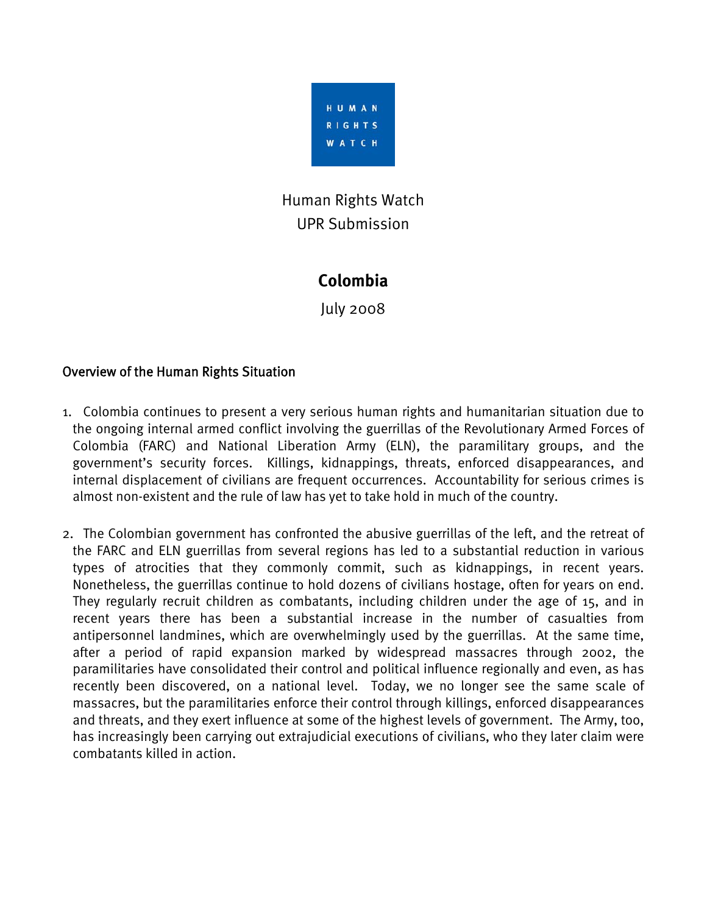HUMAN RIGHTS WATCH

Human Rights Watch
UPR Submission

# Colombia

July 2008

## Overview of the Human Rights Situation

1. Colombia continues to present a very serious human rights and humanitarian situation due to the ongoing internal armed conflict involving the guerrillas of the Revolutionary Armed Forces of Colombia (FARC) and National Liberation Army (ELN), the paramilitary groups, and the government's security forces. Killings, kidnappings, threats, enforced disappearances, and internal displacement of civilians are frequent occurrences. Accountability for serious crimes is almost non-existent and the rule of law has yet to take hold in much of the country.

2. The Colombian government has confronted the abusive guerrillas of the left, and the retreat of the FARC and ELN guerrillas from several regions has led to a substantial reduction in various types of atrocities that they commonly commit, such as kidnappings, in recent years. Nonetheless, the guerrillas continue to hold dozens of civilians hostage, often for years on end. They regularly recruit children as combatants, including children under the age of 15, and in recent years there has been a substantial increase in the number of casualties from antipersonnel landmines, which are overwhelmingly used by the guerrillas. At the same time, after a period of rapid expansion marked by widespread massacres through 2002, the paramilitaries have consolidated their control and political influence regionally and even, as has recently been discovered, on a national level. Today, we no longer see the same scale of massacres, but the paramilitaries enforce their control through killings, enforced disappearances and threats, and they exert influence at some of the highest levels of government. The Army, too, has increasingly been carrying out extrajudicial executions of civilians, who they later claim were combatants killed in action.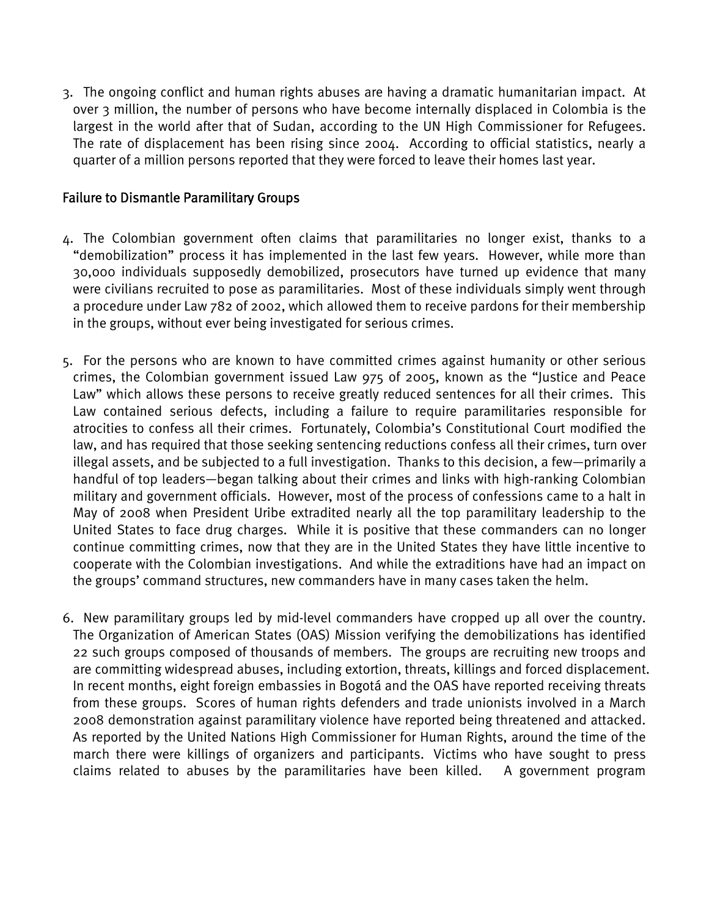3. The ongoing conflict and human rights abuses are having a dramatic humanitarian impact. At over 3 million, the number of persons who have become internally displaced in Colombia is the largest in the world after that of Sudan, according to the UN High Commissioner for Refugees. The rate of displacement has been rising since 2004. According to official statistics, nearly a quarter of a million persons reported that they were forced to leave their homes last year.

## Failure to Dismantle Paramilitary Groups

4. The Colombian government often claims that paramilitaries no longer exist, thanks to a "demobilization" process it has implemented in the last few years. However, while more than 30,000 individuals supposedly demobilized, prosecutors have turned up evidence that many were civilians recruited to pose as paramilitaries. Most of these individuals simply went through a procedure under Law 782 of 2002, which allowed them to receive pardons for their membership in the groups, without ever being investigated for serious crimes.

5. For the persons who are known to have committed crimes against humanity or other serious crimes, the Colombian government issued Law 975 of 2005, known as the "Justice and Peace Law" which allows these persons to receive greatly reduced sentences for all their crimes. This Law contained serious defects, including a failure to require paramilitaries responsible for atrocities to confess all their crimes. Fortunately, Colombia's Constitutional Court modified the law, and has required that those seeking sentencing reductions confess all their crimes, turn over illegal assets, and be subjected to a full investigation. Thanks to this decision, a few—primarily a handful of top leaders—began talking about their crimes and links with high-ranking Colombian military and government officials. However, most of the process of confessions came to a halt in May of 2008 when President Uribe extradited nearly all the top paramilitary leadership to the United States to face drug charges. While it is positive that these commanders can no longer continue committing crimes, now that they are in the United States they have little incentive to cooperate with the Colombian investigations. And while the extraditions have had an impact on the groups' command structures, new commanders have in many cases taken the helm.

6. New paramilitary groups led by mid-level commanders have cropped up all over the country. The Organization of American States (OAS) Mission verifying the demobilizations has identified 22 such groups composed of thousands of members. The groups are recruiting new troops and are committing widespread abuses, including extortion, threats, killings and forced displacement. In recent months, eight foreign embassies in Bogotá and the OAS have reported receiving threats from these groups. Scores of human rights defenders and trade unionists involved in a March 2008 demonstration against paramilitary violence have reported being threatened and attacked. As reported by the United Nations High Commissioner for Human Rights, around the time of the march there were killings of organizers and participants. Victims who have sought to press claims related to abuses by the paramilitaries have been killed. A government program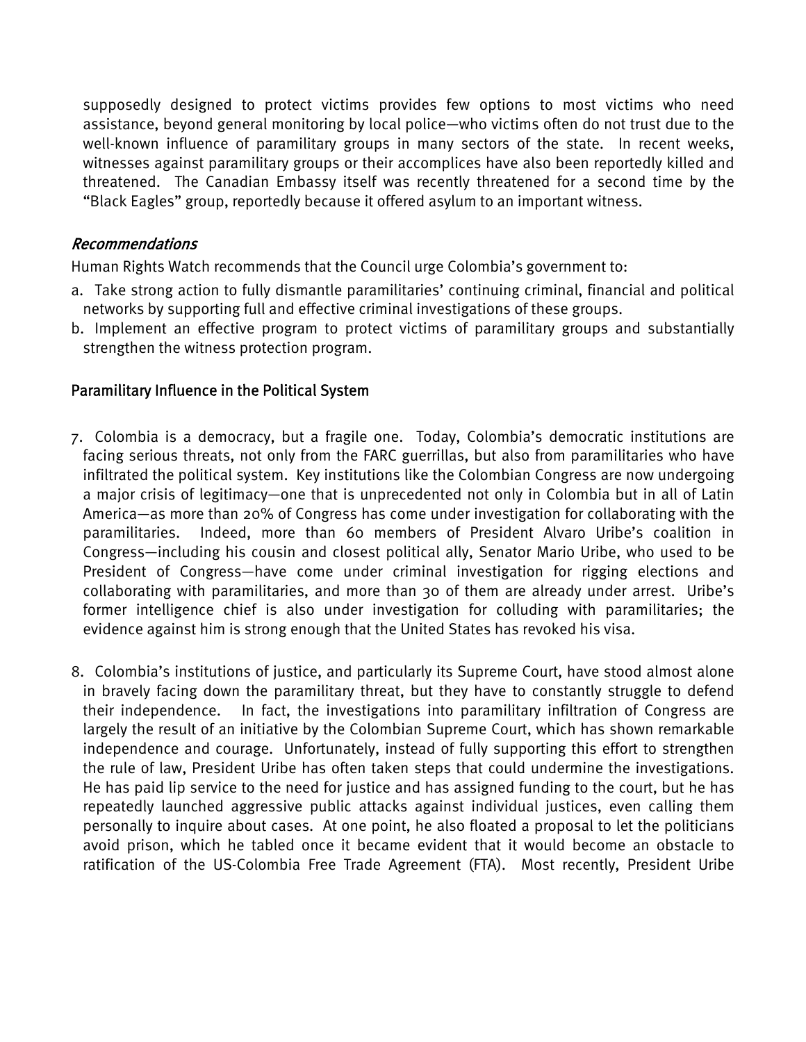supposedly designed to protect victims provides few options to most victims who need assistance, beyond general monitoring by local police—who victims often do not trust due to the well-known influence of paramilitary groups in many sectors of the state. In recent weeks, witnesses against paramilitary groups or their accomplices have also been reportedly killed and threatened. The Canadian Embassy itself was recently threatened for a second time by the "Black Eagles" group, reportedly because it offered asylum to an important witness.

### *Recommendations*

Human Rights Watch recommends that the Council urge Colombia's government to:

a. Take strong action to fully dismantle paramilitaries' continuing criminal, financial and political networks by supporting full and effective criminal investigations of these groups.
b. Implement an effective program to protect victims of paramilitary groups and substantially strengthen the witness protection program.

## Paramilitary Influence in the Political System

7. Colombia is a democracy, but a fragile one. Today, Colombia's democratic institutions are facing serious threats, not only from the FARC guerrillas, but also from paramilitaries who have infiltrated the political system. Key institutions like the Colombian Congress are now undergoing a major crisis of legitimacy—one that is unprecedented not only in Colombia but in all of Latin America—as more than 20% of Congress has come under investigation for collaborating with the paramilitaries. Indeed, more than 60 members of President Alvaro Uribe's coalition in Congress—including his cousin and closest political ally, Senator Mario Uribe, who used to be President of Congress—have come under criminal investigation for rigging elections and collaborating with paramilitaries, and more than 30 of them are already under arrest. Uribe's former intelligence chief is also under investigation for colluding with paramilitaries; the evidence against him is strong enough that the United States has revoked his visa.

8. Colombia's institutions of justice, and particularly its Supreme Court, have stood almost alone in bravely facing down the paramilitary threat, but they have to constantly struggle to defend their independence. In fact, the investigations into paramilitary infiltration of Congress are largely the result of an initiative by the Colombian Supreme Court, which has shown remarkable independence and courage. Unfortunately, instead of fully supporting this effort to strengthen the rule of law, President Uribe has often taken steps that could undermine the investigations. He has paid lip service to the need for justice and has assigned funding to the court, but he has repeatedly launched aggressive public attacks against individual justices, even calling them personally to inquire about cases. At one point, he also floated a proposal to let the politicians avoid prison, which he tabled once it became evident that it would become an obstacle to ratification of the US-Colombia Free Trade Agreement (FTA). Most recently, President Uribe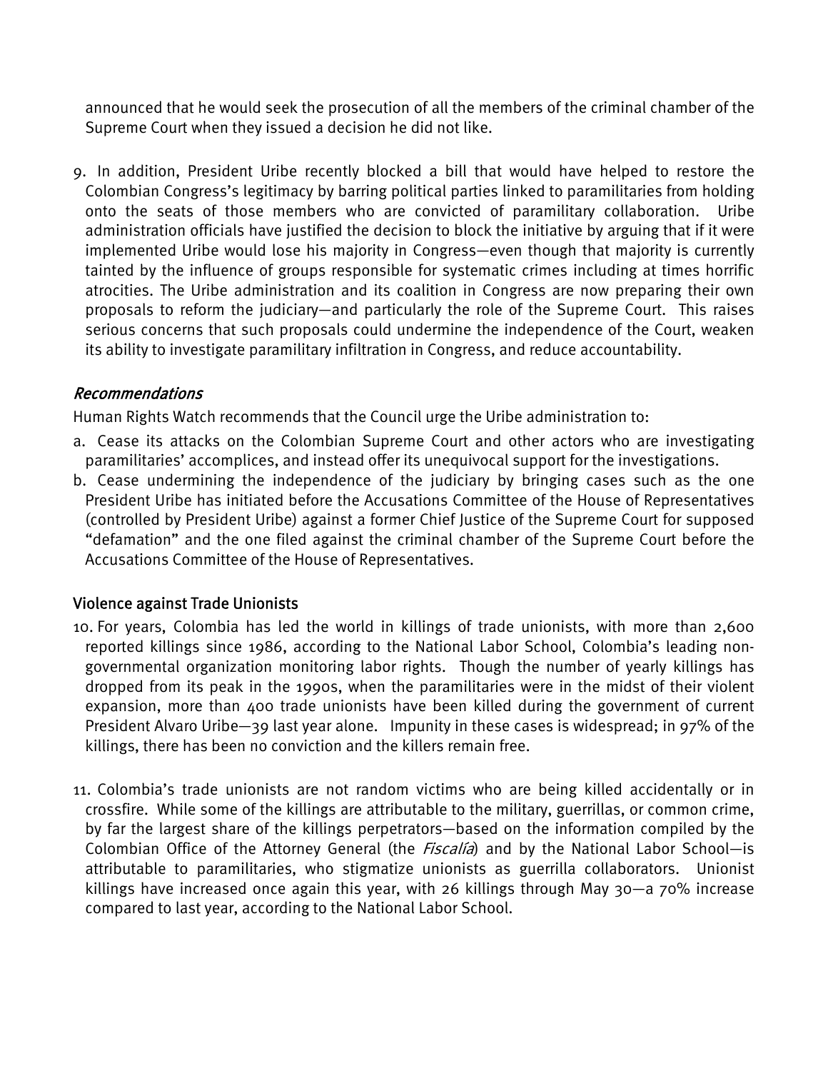announced that he would seek the prosecution of all the members of the criminal chamber of the Supreme Court when they issued a decision he did not like.

9. In addition, President Uribe recently blocked a bill that would have helped to restore the Colombian Congress's legitimacy by barring political parties linked to paramilitaries from holding onto the seats of those members who are convicted of paramilitary collaboration. Uribe administration officials have justified the decision to block the initiative by arguing that if it were implemented Uribe would lose his majority in Congress—even though that majority is currently tainted by the influence of groups responsible for systematic crimes including at times horrific atrocities. The Uribe administration and its coalition in Congress are now preparing their own proposals to reform the judiciary—and particularly the role of the Supreme Court. This raises serious concerns that such proposals could undermine the independence of the Court, weaken its ability to investigate paramilitary infiltration in Congress, and reduce accountability.

### *Recommendations*

Human Rights Watch recommends that the Council urge the Uribe administration to:

a. Cease its attacks on the Colombian Supreme Court and other actors who are investigating paramilitaries' accomplices, and instead offer its unequivocal support for the investigations.
b. Cease undermining the independence of the judiciary by bringing cases such as the one President Uribe has initiated before the Accusations Committee of the House of Representatives (controlled by President Uribe) against a former Chief Justice of the Supreme Court for supposed "defamation" and the one filed against the criminal chamber of the Supreme Court before the Accusations Committee of the House of Representatives.

### Violence against Trade Unionists

10. For years, Colombia has led the world in killings of trade unionists, with more than 2,600 reported killings since 1986, according to the National Labor School, Colombia's leading non-governmental organization monitoring labor rights. Though the number of yearly killings has dropped from its peak in the 1990s, when the paramilitaries were in the midst of their violent expansion, more than 400 trade unionists have been killed during the government of current President Alvaro Uribe—39 last year alone. Impunity in these cases is widespread; in 97% of the killings, there has been no conviction and the killers remain free.

11. Colombia's trade unionists are not random victims who are being killed accidentally or in crossfire. While some of the killings are attributable to the military, guerrillas, or common crime, by far the largest share of the killings perpetrators—based on the information compiled by the Colombian Office of the Attorney General (the *Fiscalía*) and by the National Labor School—is attributable to paramilitaries, who stigmatize unionists as guerrilla collaborators. Unionist killings have increased once again this year, with 26 killings through May 30—a 70% increase compared to last year, according to the National Labor School.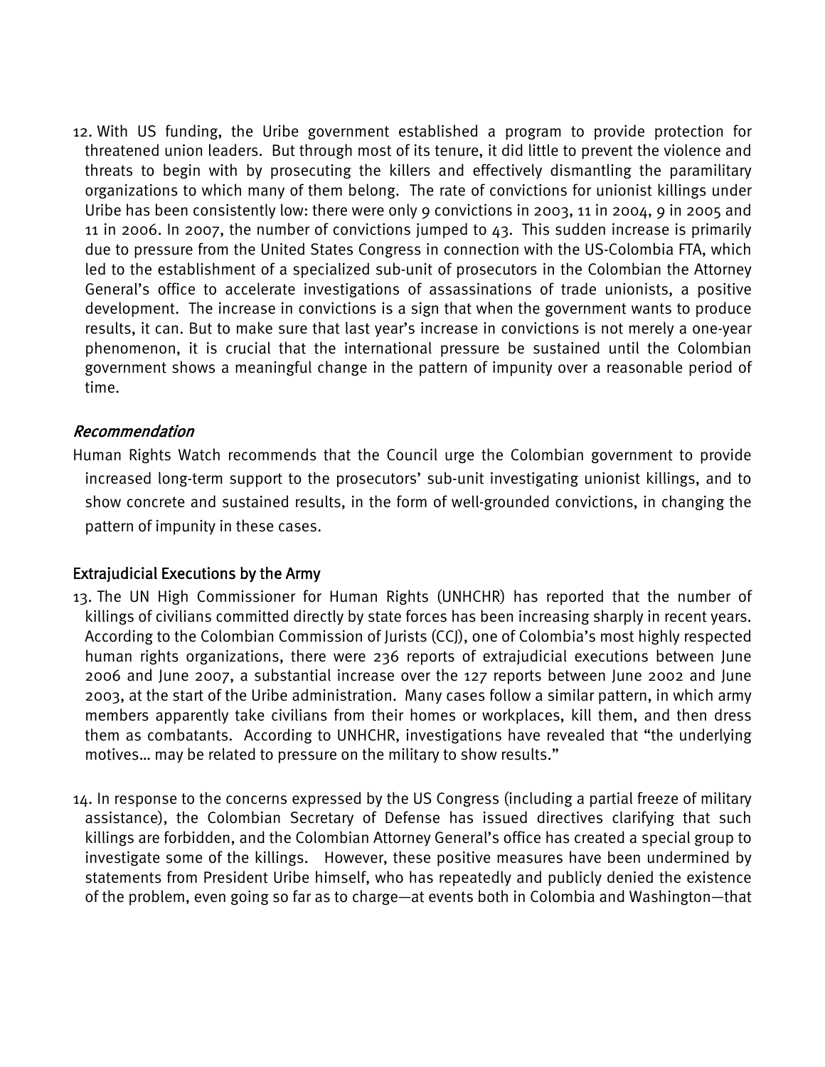12. With US funding, the Uribe government established a program to provide protection for threatened union leaders. But through most of its tenure, it did little to prevent the violence and threats to begin with by prosecuting the killers and effectively dismantling the paramilitary organizations to which many of them belong. The rate of convictions for unionist killings under Uribe has been consistently low: there were only 9 convictions in 2003, 11 in 2004, 9 in 2005 and 11 in 2006. In 2007, the number of convictions jumped to 43. This sudden increase is primarily due to pressure from the United States Congress in connection with the US-Colombia FTA, which led to the establishment of a specialized sub-unit of prosecutors in the Colombian the Attorney General's office to accelerate investigations of assassinations of trade unionists, a positive development. The increase in convictions is a sign that when the government wants to produce results, it can. But to make sure that last year's increase in convictions is not merely a one-year phenomenon, it is crucial that the international pressure be sustained until the Colombian government shows a meaningful change in the pattern of impunity over a reasonable period of time.

### *Recommendation*

Human Rights Watch recommends that the Council urge the Colombian government to provide increased long-term support to the prosecutors' sub-unit investigating unionist killings, and to show concrete and sustained results, in the form of well-grounded convictions, in changing the pattern of impunity in these cases.

### Extrajudicial Executions by the Army

13. The UN High Commissioner for Human Rights (UNHCHR) has reported that the number of killings of civilians committed directly by state forces has been increasing sharply in recent years. According to the Colombian Commission of Jurists (CCJ), one of Colombia's most highly respected human rights organizations, there were 236 reports of extrajudicial executions between June 2006 and June 2007, a substantial increase over the 127 reports between June 2002 and June 2003, at the start of the Uribe administration. Many cases follow a similar pattern, in which army members apparently take civilians from their homes or workplaces, kill them, and then dress them as combatants. According to UNHCHR, investigations have revealed that "the underlying motives… may be related to pressure on the military to show results."

14. In response to the concerns expressed by the US Congress (including a partial freeze of military assistance), the Colombian Secretary of Defense has issued directives clarifying that such killings are forbidden, and the Colombian Attorney General's office has created a special group to investigate some of the killings. However, these positive measures have been undermined by statements from President Uribe himself, who has repeatedly and publicly denied the existence of the problem, even going so far as to charge—at events both in Colombia and Washington—that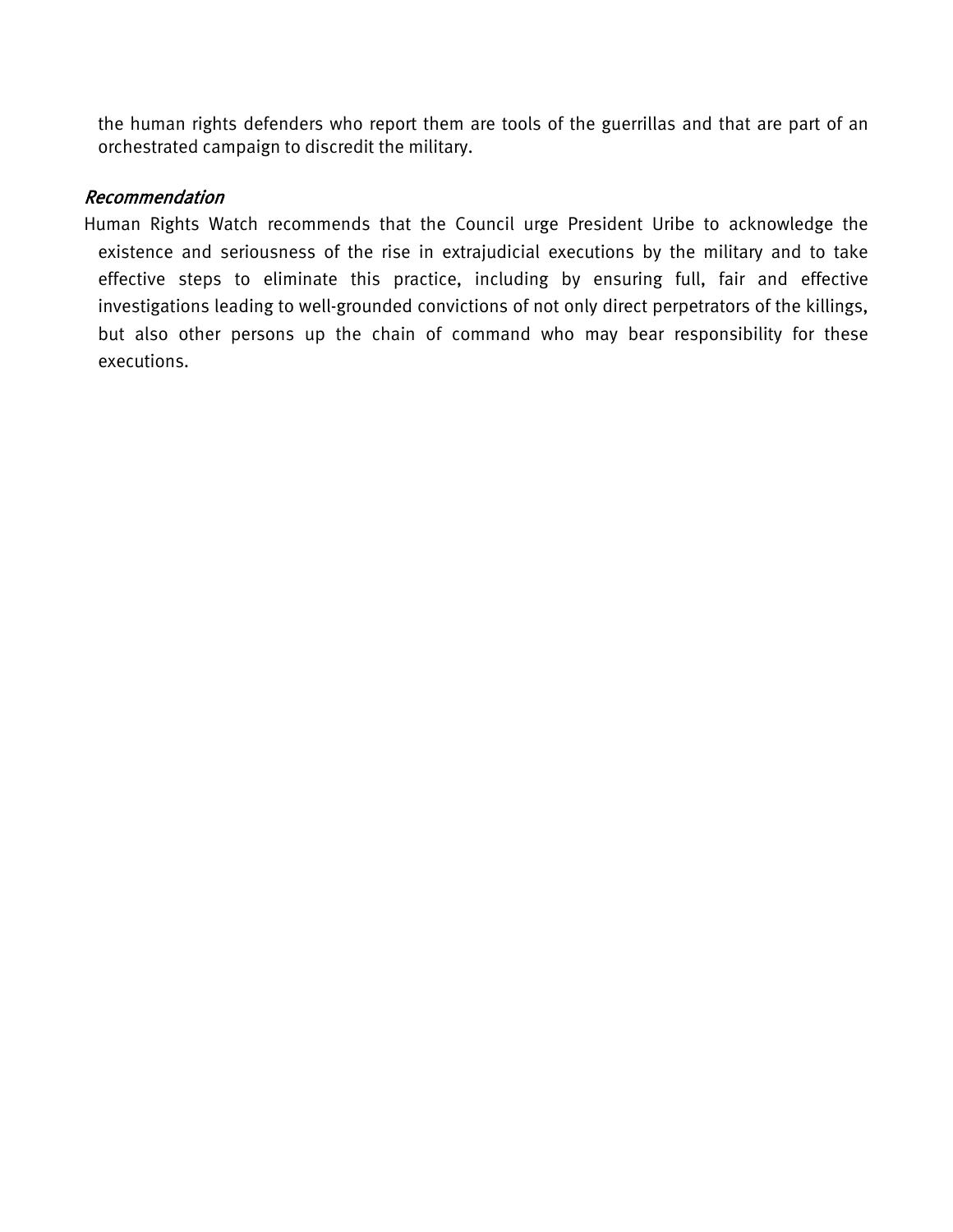the human rights defenders who report them are tools of the guerrillas and that are part of an orchestrated campaign to discredit the military.

### *Recommendation*

Human Rights Watch recommends that the Council urge President Uribe to acknowledge the existence and seriousness of the rise in extrajudicial executions by the military and to take effective steps to eliminate this practice, including by ensuring full, fair and effective investigations leading to well-grounded convictions of not only direct perpetrators of the killings, but also other persons up the chain of command who may bear responsibility for these executions.